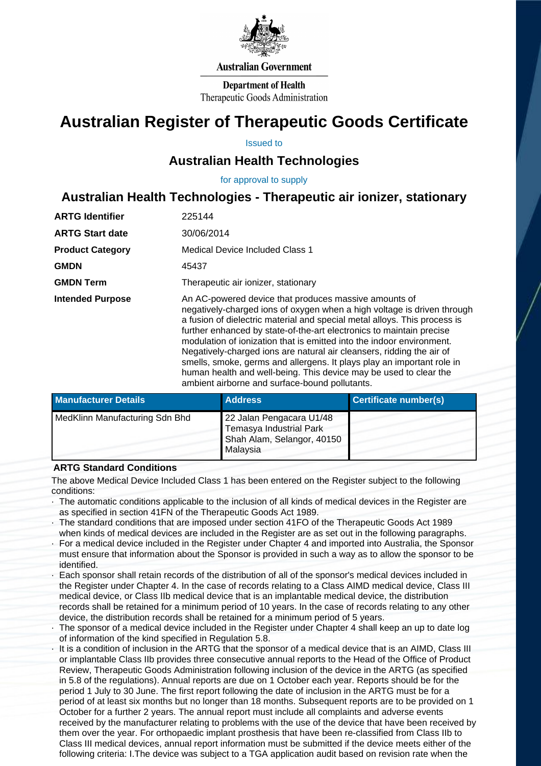Australian Government

Department of Health
Therapeutic Goods Administration

# Australian Register of Therapeutic Goods Certificate

Issued to

## Australian Health Technologies

for approval to supply

## Australian Health Technologies - Therapeutic air ionizer, stationary

| | |
|---|---|
| **ARTG Identifier** | 225144 |
| **ARTG Start date** | 30/06/2014 |
| **Product Category** | Medical Device Included Class 1 |
| **GMDN** | 45437 |
| **GMDN Term** | Therapeutic air ionizer, stationary |
| **Intended Purpose** | An AC-powered device that produces massive amounts of negatively-charged ions of oxygen when a high voltage is driven through a fusion of dielectric material and special metal alloys. This process is further enhanced by state-of-the-art electronics to maintain precise modulation of ionization that is emitted into the indoor environment. Negatively-charged ions are natural air cleansers, ridding the air of smells, smoke, germs and allergens. It plays play an important role in human health and well-being. This device may be used to clear the ambient airborne and surface-bound pollutants. |

| Manufacturer Details | Address | Certificate number(s) |
|---|---|---|
| MedKlinn Manufacturing Sdn Bhd | 22 Jalan Pengacara U1/48 Temasya Industrial Park Shah Alam, Selangor, 40150 Malaysia | |

**ARTG Standard Conditions**

The above Medical Device Included Class 1 has been entered on the Register subject to the following conditions:

- The automatic conditions applicable to the inclusion of all kinds of medical devices in the Register are as specified in section 41FN of the Therapeutic Goods Act 1989.
- The standard conditions that are imposed under section 41FO of the Therapeutic Goods Act 1989 when kinds of medical devices are included in the Register are as set out in the following paragraphs.
- For a medical device included in the Register under Chapter 4 and imported into Australia, the Sponsor must ensure that information about the Sponsor is provided in such a way as to allow the sponsor to be identified.
- Each sponsor shall retain records of the distribution of all of the sponsor's medical devices included in the Register under Chapter 4. In the case of records relating to a Class AIMD medical device, Class III medical device, or Class IIb medical device that is an implantable medical device, the distribution records shall be retained for a minimum period of 10 years. In the case of records relating to any other device, the distribution records shall be retained for a minimum period of 5 years.
- The sponsor of a medical device included in the Register under Chapter 4 shall keep an up to date log of information of the kind specified in Regulation 5.8.
- It is a condition of inclusion in the ARTG that the sponsor of a medical device that is an AIMD, Class III or implantable Class IIb provides three consecutive annual reports to the Head of the Office of Product Review, Therapeutic Goods Administration following inclusion of the device in the ARTG (as specified in 5.8 of the regulations). Annual reports are due on 1 October each year. Reports should be for the period 1 July to 30 June. The first report following the date of inclusion in the ARTG must be for a period of at least six months but no longer than 18 months. Subsequent reports are to be provided on 1 October for a further 2 years. The annual report must include all complaints and adverse events received by the manufacturer relating to problems with the use of the device that have been received by them over the year. For orthopaedic implant prosthesis that have been re-classified from Class IIb to Class III medical devices, annual report information must be submitted if the device meets either of the following criteria: I.The device was subject to a TGA application audit based on revision rate when the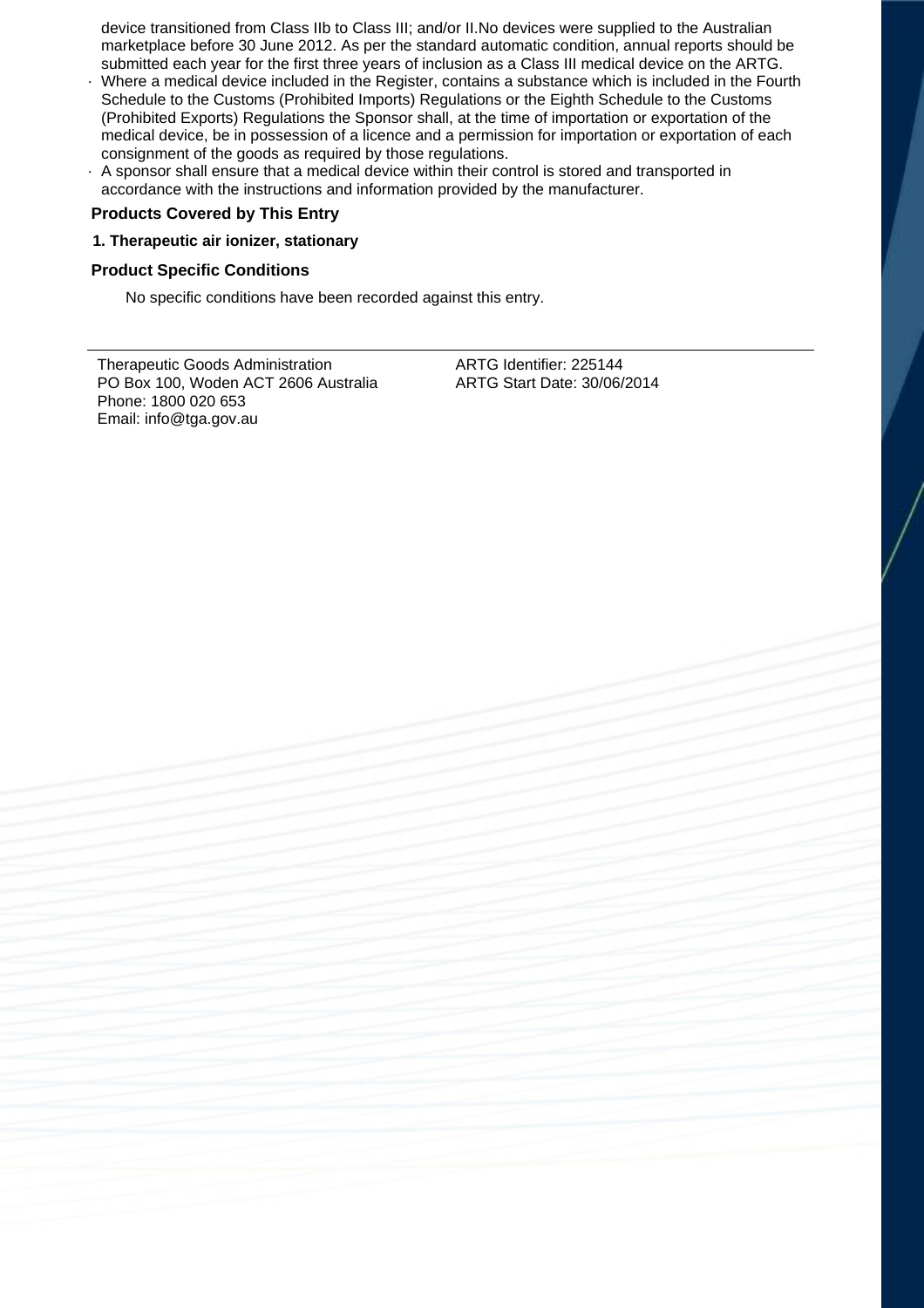device transitioned from Class IIb to Class III; and/or II.No devices were supplied to the Australian marketplace before 30 June 2012. As per the standard automatic condition, annual reports should be submitted each year for the first three years of inclusion as a Class III medical device on the ARTG.

- Where a medical device included in the Register, contains a substance which is included in the Fourth Schedule to the Customs (Prohibited Imports) Regulations or the Eighth Schedule to the Customs (Prohibited Exports) Regulations the Sponsor shall, at the time of importation or exportation of the medical device, be in possession of a licence and a permission for importation or exportation of each consignment of the goods as required by those regulations.
- A sponsor shall ensure that a medical device within their control is stored and transported in accordance with the instructions and information provided by the manufacturer.

**Products Covered by This Entry**

**1. Therapeutic air ionizer, stationary**

**Product Specific Conditions**

No specific conditions have been recorded against this entry.

Therapeutic Goods Administration
PO Box 100, Woden ACT 2606 Australia
Phone: 1800 020 653
Email: info@tga.gov.au

ARTG Identifier: 225144
ARTG Start Date: 30/06/2014